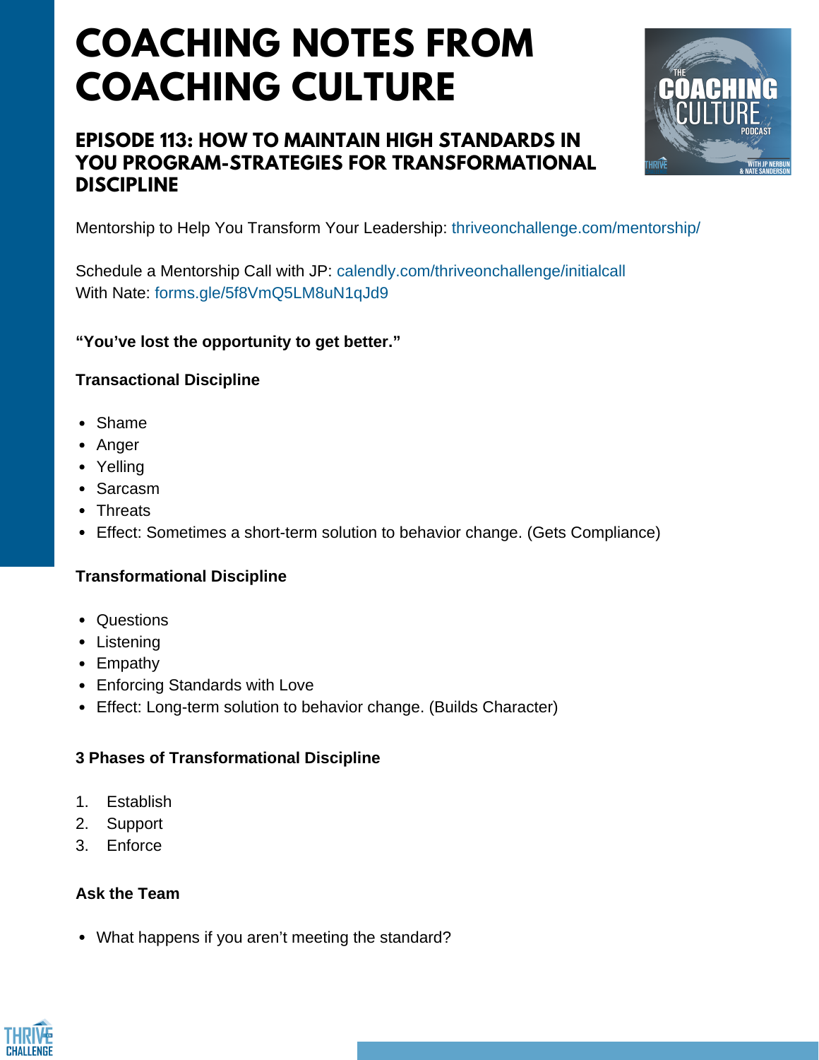# COACHING NOTES FROM COACHING CULTURE

## EPISODE 113: HOW TO MAINTAIN HIGH STANDARDS IN YOU PROGRAM-STRATEGIES FOR TRANSFORMATIONAL DISCIPLINE

Mentorship to Help You Transform Your Leadership: thriveonchallenge.com/mentorship/

Schedule a Mentorship Call with JP: calendly.com/thriveonchallenge/initialcall
With Nate: forms.gle/5f8VmQ5LM8uN1qJd9

**"You've lost the opportunity to get better."**

**Transactional Discipline**

- Shame
- Anger
- Yelling
- Sarcasm
- Threats
- Effect: Sometimes a short-term solution to behavior change. (Gets Compliance)

**Transformational Discipline**

- Questions
- Listening
- Empathy
- Enforcing Standards with Love
- Effect: Long-term solution to behavior change. (Builds Character)

**3 Phases of Transformational Discipline**

1. Establish
2. Support
3. Enforce

**Ask the Team**

- What happens if you aren't meeting the standard?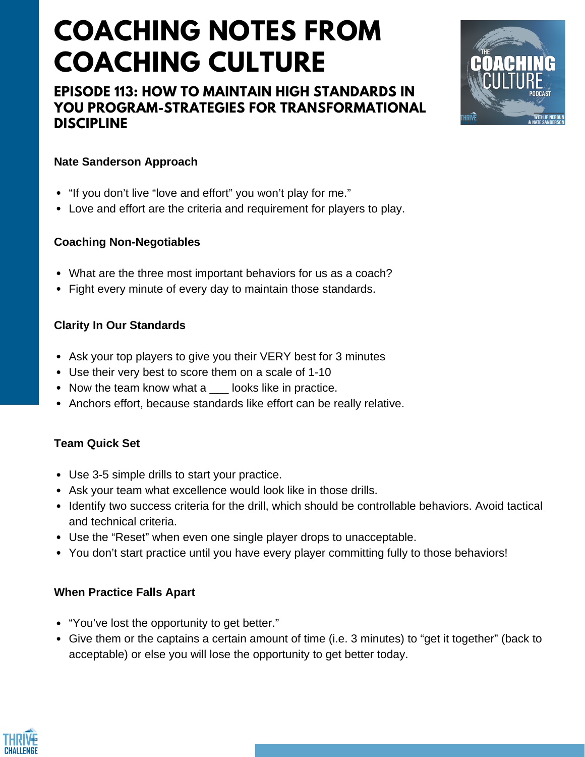# COACHING NOTES FROM COACHING CULTURE

## EPISODE 113: HOW TO MAINTAIN HIGH STANDARDS IN YOU PROGRAM-STRATEGIES FOR TRANSFORMATIONAL DISCIPLINE

**Nate Sanderson Approach**

- "If you don't live "love and effort" you won't play for me."
- Love and effort are the criteria and requirement for players to play.

**Coaching Non-Negotiables**

- What are the three most important behaviors for us as a coach?
- Fight every minute of every day to maintain those standards.

**Clarity In Our Standards**

- Ask your top players to give you their VERY best for 3 minutes
- Use their very best to score them on a scale of 1-10
- Now the team know what a ___ looks like in practice.
- Anchors effort, because standards like effort can be really relative.

**Team Quick Set**

- Use 3-5 simple drills to start your practice.
- Ask your team what excellence would look like in those drills.
- Identify two success criteria for the drill, which should be controllable behaviors. Avoid tactical and technical criteria.
- Use the "Reset" when even one single player drops to unacceptable.
- You don't start practice until you have every player committing fully to those behaviors!

**When Practice Falls Apart**

- "You've lost the opportunity to get better."
- Give them or the captains a certain amount of time (i.e. 3 minutes) to "get it together" (back to acceptable) or else you will lose the opportunity to get better today.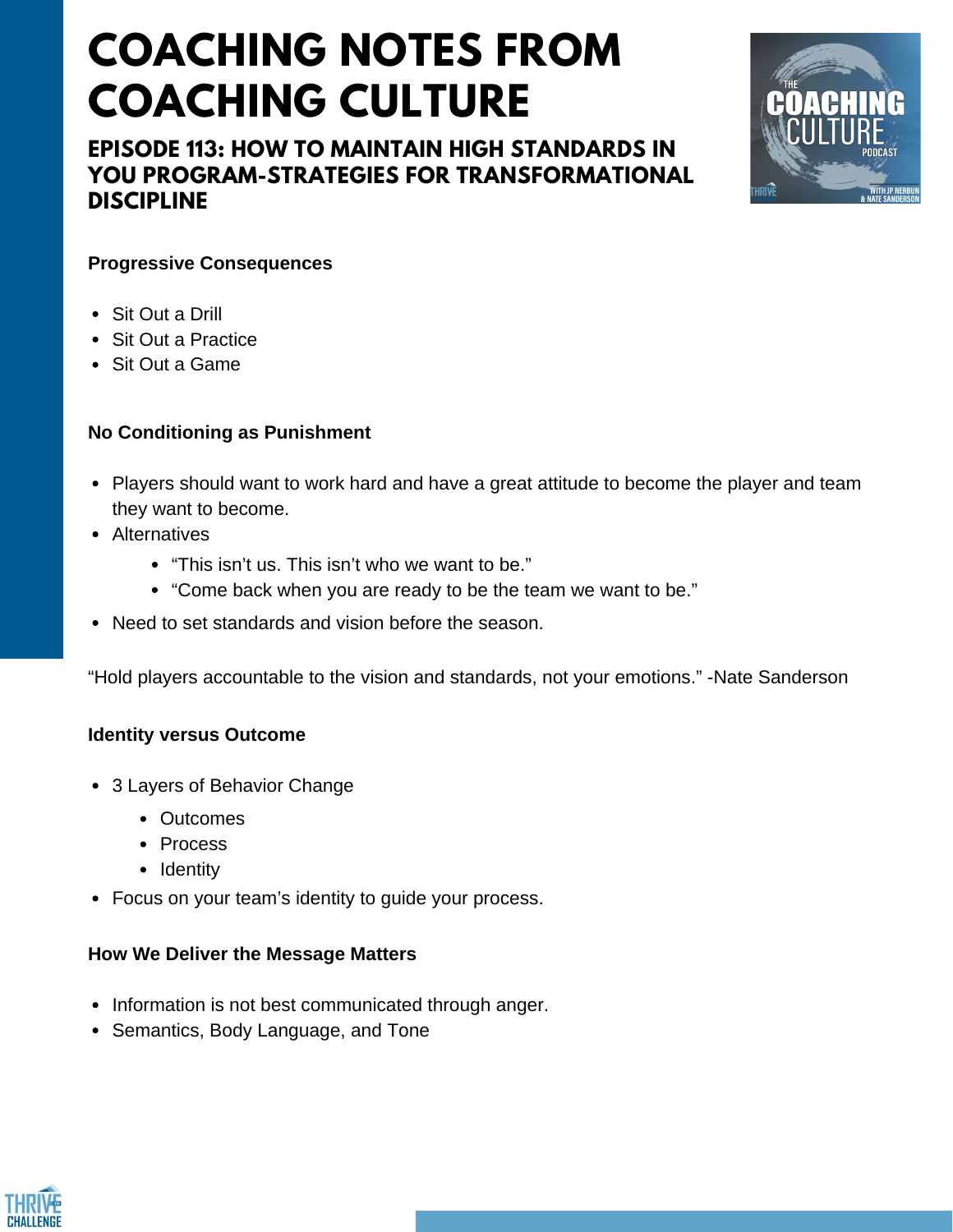# COACHING NOTES FROM COACHING CULTURE

## EPISODE 113: HOW TO MAINTAIN HIGH STANDARDS IN YOU PROGRAM-STRATEGIES FOR TRANSFORMATIONAL DISCIPLINE

**Progressive Consequences**

- Sit Out a Drill
- Sit Out a Practice
- Sit Out a Game

**No Conditioning as Punishment**

- Players should want to work hard and have a great attitude to become the player and team they want to become.
- Alternatives
  - "This isn't us. This isn't who we want to be."
  - "Come back when you are ready to be the team we want to be."
- Need to set standards and vision before the season.

"Hold players accountable to the vision and standards, not your emotions." -Nate Sanderson

**Identity versus Outcome**

- 3 Layers of Behavior Change
  - Outcomes
  - Process
  - Identity
- Focus on your team's identity to guide your process.

**How We Deliver the Message Matters**

- Information is not best communicated through anger.
- Semantics, Body Language, and Tone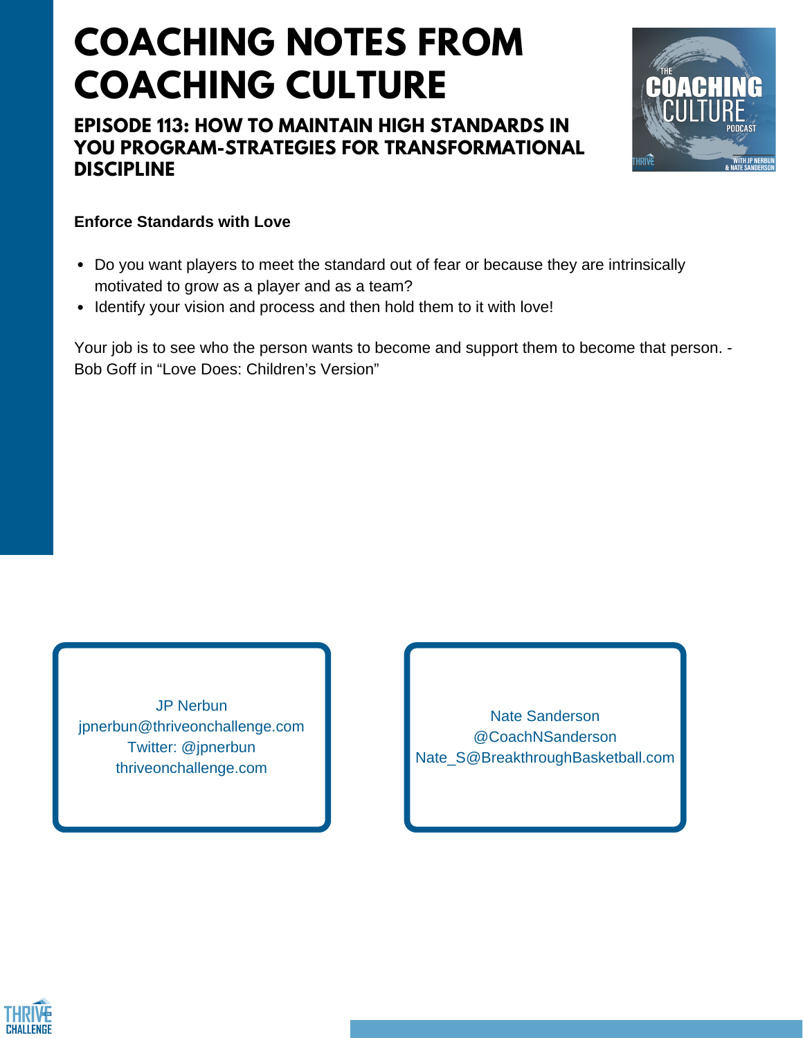# COACHING NOTES FROM COACHING CULTURE

## EPISODE 113: HOW TO MAINTAIN HIGH STANDARDS IN YOU PROGRAM-STRATEGIES FOR TRANSFORMATIONAL DISCIPLINE

**Enforce Standards with Love**

- Do you want players to meet the standard out of fear or because they are intrinsically motivated to grow as a player and as a team?
- Identify your vision and process and then hold them to it with love!

Your job is to see who the person wants to become and support them to become that person. - Bob Goff in "Love Does: Children's Version"

JP Nerbun
jpnerbun@thriveonchallenge.com
Twitter: @jpnerbun
thriveonchallenge.com

Nate Sanderson
@CoachNSanderson
Nate_S@BreakthroughBasketball.com